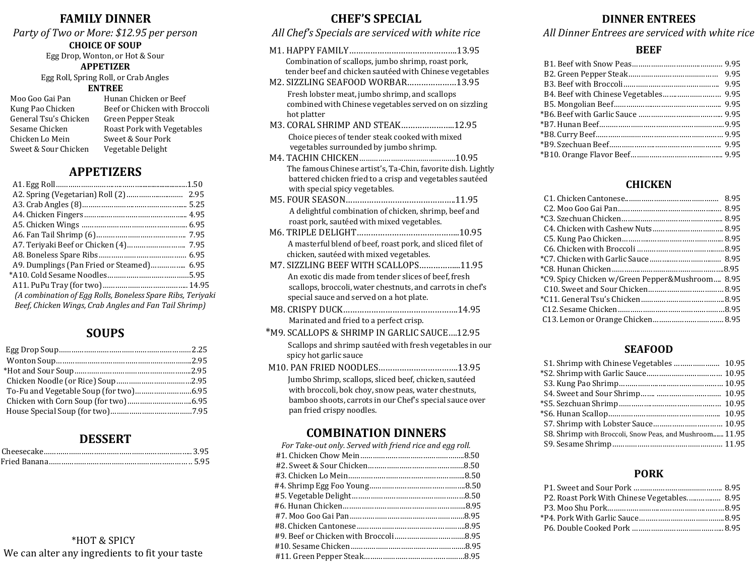## FAMILY DINNER

*Party of Two or More: $12.95 per person*

**CHOICE OF SOUP**

Egg Drop, Wonton, or Hot & Sour

**APPETIZER**

Egg Roll, Spring Roll, or Crab Angles

**ENTREE**

| | |
|---|---|
| Moo Goo Gai Pan | Hunan Chicken or Beef |
| Kung Pao Chicken | Beef or Chicken with Broccoli |
| General Tsu's Chicken | Green Pepper Steak |
| Sesame Chicken | Roast Pork with Vegetables |
| Chicken Lo Mein | Sweet & Sour Pork |
| Sweet & Sour Chicken | Vegetable Delight |

## APPETIZERS

- A1. Egg Roll......1.50
- A2. Spring (Vegetarian) Roll (2)...... 2.95
- A3. Crab Angles (8)...... 5.25
- A4. Chicken Fingers...... 4.95
- A5. Chicken Wings...... 6.95
- A6. Fan Tail Shrimp (6)...... 7.95
- A7. Teriyaki Beef or Chicken (4)...... 7.95
- A8. Boneless Spare Ribs...... 6.95
- A9. Dumplings (Pan Fried or Steamed)...... 6.95
- *A10. Cold Sesame Noodles......5.95
- A11. PuPu Tray (for two)...... 14.95

  *(A combination of Egg Rolls, Boneless Spare Ribs, Teriyaki Beef, Chicken Wings, Crab Angles and Fan Tail Shrimp)*

## SOUPS

- Egg Drop Soup......2.25
- Wonton Soup......2.95
- *Hot and Sour Soup......2.95
- Chicken Noodle (or Rice) Soup......2.95
- To-Fu and Vegetable Soup (for two)......6.95
- Chicken with Corn Soup (for two)......6.95
- House Special Soup (for two)......7.95

## DESSERT

- Cheesecake...... 3.95
- Fried Banana...... 5.95

*HOT & SPICY

We can alter any ingredients to fit your taste

## CHEF'S SPECIAL

*All Chef's Specials are serviced with white rice*

**M1. HAPPY FAMILY......13.95**
Combination of scallops, jumbo shrimp, roast pork, tender beef and chicken sautéed with Chinese vegetables

**M2. SIZZLING SEAFOOD WORBAR......13.95**
Fresh lobster meat, jumbo shrimp, and scallops combined with Chinese vegetables served on on sizzling hot platter

**M3. CORAL SHRIMP AND STEAK......12.95**
Choice pieces of tender steak cooked with mixed vegetables surrounded by jumbo shrimp.

**M4. TACHIN CHICKEN......10.95**
The famous Chinese artist's, Ta-Chin, favorite dish. Lightly battered chicken fried to a crisp and vegetables sautéed with special spicy vegetables.

**M5. FOUR SEASON......11.95**
A delightful combination of chicken, shrimp, beef and roast pork, sautéed with mixed vegetables.

**M6. TRIPLE DELIGHT......10.95**
A masterful blend of beef, roast pork, and sliced filet of chicken, sautéed with mixed vegetables.

**M7. SIZZLING BEEF WITH SCALLOPS......11.95**
An exotic dis made from tender slices of beef, fresh scallops, broccoli, water chestnuts, and carrots in chef's special sauce and served on a hot plate.

**M8. CRISPY DUCK......14.95**
Marinated and fried to a perfect crisp.

***M9. SCALLOPS & SHRIMP IN GARLIC SAUCE....12.95**
Scallops and shrimp sautéed with fresh vegetables in our spicy hot garlic sauce

**M10. PAN FRIED NOODLES......13.95**
Jumbo Shrimp, scallops, sliced beef, chicken, sautéed with broccoli, bok choy, snow peas, water chestnuts, bamboo shoots, carrots in our Chef's special sauce over pan fried crispy noodles.

## COMBINATION DINNERS

*For Take-out only. Served with friend rice and egg roll.*

- #1. Chicken Chow Mein......8.50
- #2. Sweet & Sour Chicken......8.50
- #3. Chicken Lo Mein......8.50
- #4. Shrimp Egg Foo Young......8.50
- #5. Vegetable Delight......8.50
- #6. Hunan Chicken......8.95
- #7. Moo Goo Gai Pan......8.95
- #8. Chicken Cantonese......8.95
- #9. Beef or Chicken with Broccoli......8.95
- #10. Sesame Chicken......8.95
- #11. Green Pepper Steak......8.95

## DINNER ENTREES

*All Dinner Entrees are serviced with white rice*

### BEEF

- B1. Beef with Snow Peas...... 9.95
- B2. Green Pepper Steak...... 9.95
- B3. Beef with Broccoli...... 9.95
- B4. Beef with Chinese Vegetables...... 9.95
- B5. Mongolian Beef...... 9.95
- *B6. Beef with Garlic Sauce...... 9.95
- *B7. Hunan Beef......9.95
- *B8. Curry Beef...... 9.95
- *B9. Szechuan Beef...... 9.95
- *B10. Orange Flavor Beef...... 9.95

### CHICKEN

- C1. Chicken Cantonese...... 8.95
- C2. Moo Goo Gai Pan...... 8.95
- *C3. Szechuan Chicken...... 8.95
- C4. Chicken with Cashew Nuts...... 8.95
- C5. Kung Pao Chicken...... 8.95
- C6. Chicken with Broccoli......8.95
- *C7. Chicken with Garlic Sauce...... 8.95
- *C8. Hunan Chicken......8.95
- *C9. Spicy Chicken w/Green Pepper&Mushroom.... 8.95
- C10. Sweet and Sour Chicken......8.95
- *C11. General Tsu's Chicken......8.95
- C12. Sesame Chicken......8.95
- C13. Lemon or Orange Chicken...... 8.95

### SEAFOOD

- S1. Shrimp with Chinese Vegetables...... 10.95
- *S2. Shrimp with Garlic Sauce...... 10.95
- S3. Kung Pao Shrimp...... 10.95
- S4. Sweet and Sour Shrimp...... 10.95
- *S5. Sezchuan Shrimp...... 10.95
- *S6. Hunan Scallop...... 10.95
- S7. Shrimp with Lobster Sauce...... 10.95
- S8. Shrimp with Broccoli, Snow Peas, and Mushroom...... 11.95
- S9. Sesame Shrimp...... 11.95

### PORK

- P1. Sweet and Sour Pork...... 8.95
- P2. Roast Pork With Chinese Vegetables...... 8.95
- P3. Moo Shu Pork......8.95
- *P4. Pork With Garlic Sauce......8.95
- P6. Double Cooked Pork...... 8.95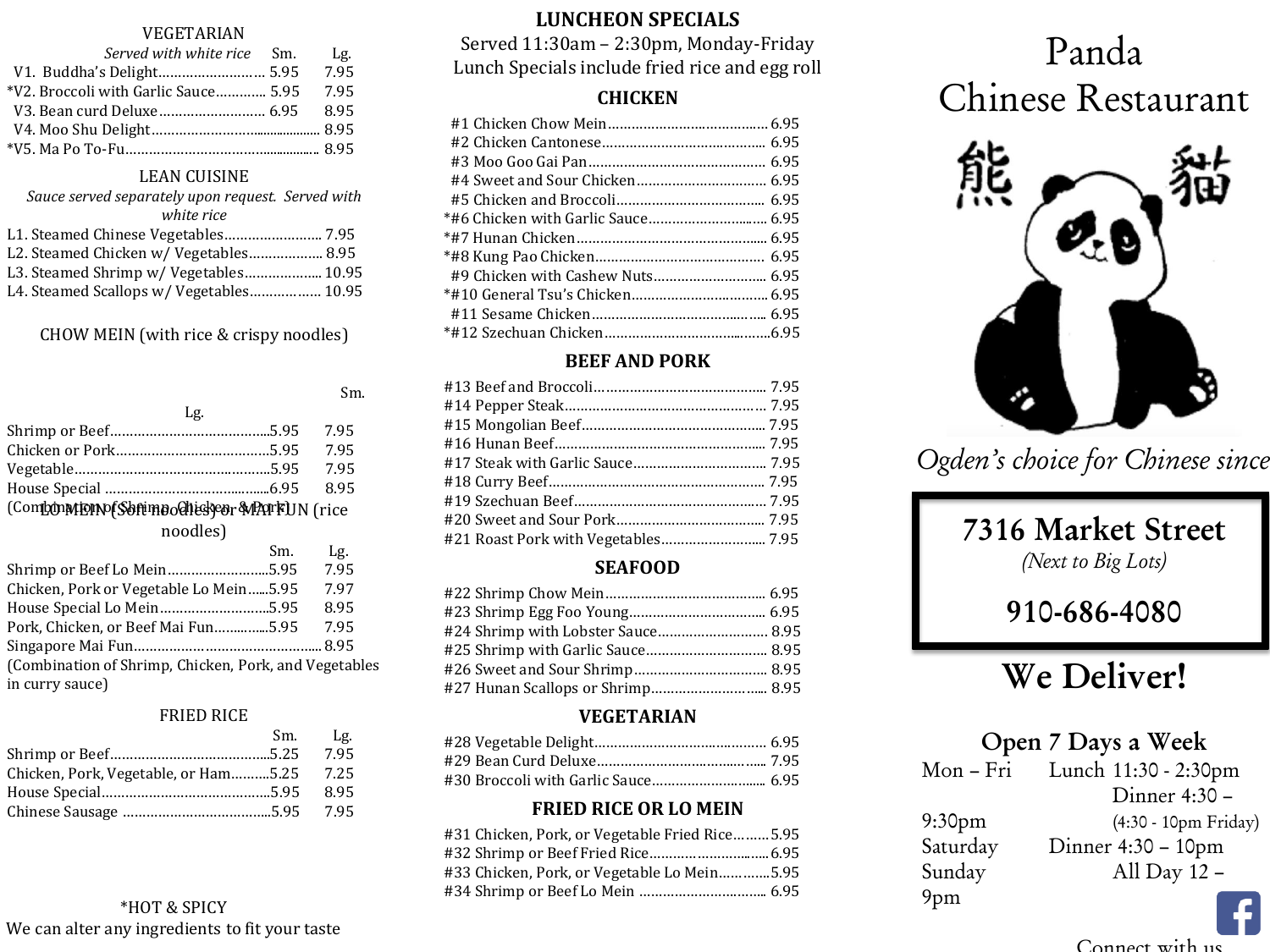## VEGETARIAN

*Served with white rice*

| | Sm. | Lg. |
|---|---|---|
| V1. Buddha's Delight | 5.95 | 7.95 |
| *V2. Broccoli with Garlic Sauce | 5.95 | 7.95 |
| V3. Bean curd Deluxe | 6.95 | 8.95 |
| V4. Moo Shu Delight | | 8.95 |
| *V5. Ma Po To-Fu | | 8.95 |

## LEAN CUISINE

*Sauce served separately upon request. Served with white rice*

| | |
|---|---|
| L1. Steamed Chinese Vegetables | 7.95 |
| L2. Steamed Chicken w/ Vegetables | 8.95 |
| L3. Steamed Shrimp w/ Vegetables | 10.95 |
| L4. Steamed Scallops w/ Vegetables | 10.95 |

## CHOW MEIN (with rice & crispy noodles)

| | Sm. | Lg. |
|---|---|---|
| Shrimp or Beef | 5.95 | 7.95 |
| Chicken or Pork | 5.95 | 7.95 |
| Vegetable | 5.95 | 7.95 |
| House Special | 6.95 | 8.95 |

(Combination of Shrimp, Chicken, & Pork)

## LO MEIN (Soft noodles) or MAI FUN (rice noodles)

| | Sm. | Lg. |
|---|---|---|
| Shrimp or Beef Lo Mein | 5.95 | 7.95 |
| Chicken, Pork or Vegetable Lo Mein | 5.95 | 7.97 |
| House Special Lo Mein | 5.95 | 8.95 |
| Pork, Chicken, or Beef Mai Fun | 5.95 | 7.95 |
| Singapore Mai Fun | | 8.95 |

(Combination of Shrimp, Chicken, Pork, and Vegetables in curry sauce)

## FRIED RICE

| | Sm. | Lg. |
|---|---|---|
| Shrimp or Beef | 5.25 | 7.95 |
| Chicken, Pork, Vegetable, or Ham | 5.25 | 7.25 |
| House Special | 5.95 | 8.95 |
| Chinese Sausage | 5.95 | 7.95 |

*HOT & SPICY

We can alter any ingredients to fit your taste

# LUNCHEON SPECIALS

Served 11:30am – 2:30pm, Monday-Friday

Lunch Specials include fried rice and egg roll

## CHICKEN

| | |
|---|---|
| #1 Chicken Chow Mein | 6.95 |
| #2 Chicken Cantonese | 6.95 |
| #3 Moo Goo Gai Pan | 6.95 |
| #4 Sweet and Sour Chicken | 6.95 |
| #5 Chicken and Broccoli | 6.95 |
| *#6 Chicken with Garlic Sauce | 6.95 |
| *#7 Hunan Chicken | 6.95 |
| *#8 Kung Pao Chicken | 6.95 |
| #9 Chicken with Cashew Nuts | 6.95 |
| *#10 General Tsu's Chicken | 6.95 |
| #11 Sesame Chicken | 6.95 |
| *#12 Szechuan Chicken | 6.95 |

## BEEF AND PORK

| | |
|---|---|
| #13 Beef and Broccoli | 7.95 |
| #14 Pepper Steak | 7.95 |
| #15 Mongolian Beef | 7.95 |
| #16 Hunan Beef | 7.95 |
| #17 Steak with Garlic Sauce | 7.95 |
| #18 Curry Beef | 7.95 |
| #19 Szechuan Beef | 7.95 |
| #20 Sweet and Sour Pork | 7.95 |
| #21 Roast Pork with Vegetables | 7.95 |

## SEAFOOD

| | |
|---|---|
| #22 Shrimp Chow Mein | 6.95 |
| #23 Shrimp Egg Foo Young | 6.95 |
| #24 Shrimp with Lobster Sauce | 8.95 |
| #25 Shrimp with Garlic Sauce | 8.95 |
| #26 Sweet and Sour Shrimp | 8.95 |
| #27 Hunan Scallops or Shrimp | 8.95 |

## VEGETARIAN

| | |
|---|---|
| #28 Vegetable Delight | 6.95 |
| #29 Bean Curd Deluxe | 7.95 |
| #30 Broccoli with Garlic Sauce | 6.95 |

## FRIED RICE OR LO MEIN

| | |
|---|---|
| #31 Chicken, Pork, or Vegetable Fried Rice | 5.95 |
| #32 Shrimp or Beef Fried Rice | 6.95 |
| #33 Chicken, Pork, or Vegetable Lo Mein | 5.95 |
| #34 Shrimp or Beef Lo Mein | 6.95 |

# Panda Chinese Restaurant

熊 貓

*Ogden's choice for Chinese since*

**7316 Market Street**

*(Next to Big Lots)*

**910-686-4080**

**We Deliver!**

**Open 7 Days a Week**

Mon – Fri: Lunch 11:30 - 2:30pm, Dinner 4:30 – 9:30pm (4:30 - 10pm Friday)

Saturday: Dinner 4:30 – 10pm

Sunday: All Day 12 – 9pm

Connect with us